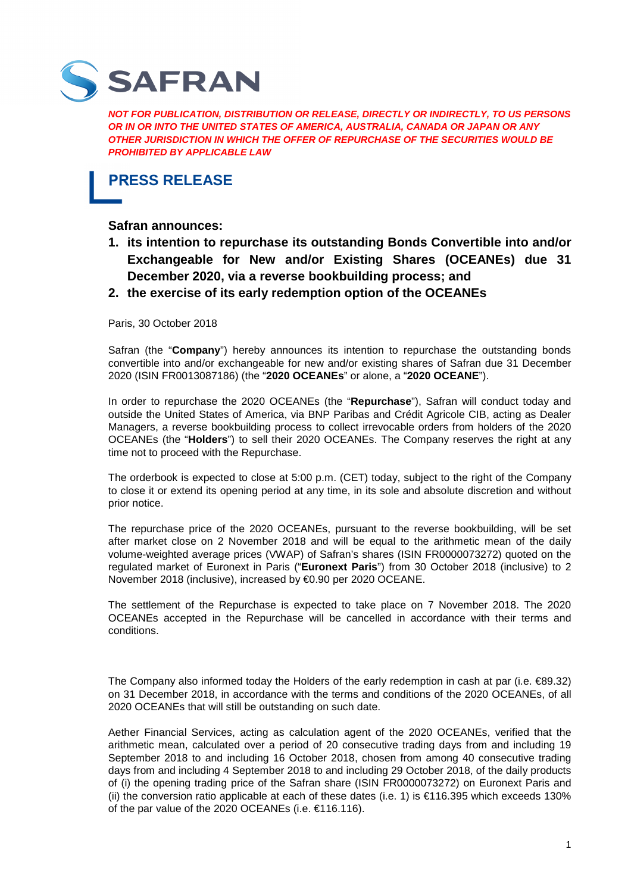**SAFRAN**

***NOT FOR PUBLICATION, DISTRIBUTION OR RELEASE, DIRECTLY OR INDIRECTLY, TO US PERSONS OR IN OR INTO THE UNITED STATES OF AMERICA, AUSTRALIA, CANADA OR JAPAN OR ANY OTHER JURISDICTION IN WHICH THE OFFER OF REPURCHASE OF THE SECURITIES WOULD BE PROHIBITED BY APPLICABLE LAW***

# PRESS RELEASE

**Safran announces:**

1. **its intention to repurchase its outstanding Bonds Convertible into and/or Exchangeable for New and/or Existing Shares (OCEANEs) due 31 December 2020, via a reverse bookbuilding process; and**
2. **the exercise of its early redemption option of the OCEANEs**

Paris, 30 October 2018

Safran (the "**Company**") hereby announces its intention to repurchase the outstanding bonds convertible into and/or exchangeable for new and/or existing shares of Safran due 31 December 2020 (ISIN FR0013087186) (the "**2020 OCEANEs**" or alone, a "**2020 OCEANE**").

In order to repurchase the 2020 OCEANEs (the "**Repurchase**"), Safran will conduct today and outside the United States of America, via BNP Paribas and Crédit Agricole CIB, acting as Dealer Managers, a reverse bookbuilding process to collect irrevocable orders from holders of the 2020 OCEANEs (the "**Holders**") to sell their 2020 OCEANEs. The Company reserves the right at any time not to proceed with the Repurchase.

The orderbook is expected to close at 5:00 p.m. (CET) today, subject to the right of the Company to close it or extend its opening period at any time, in its sole and absolute discretion and without prior notice.

The repurchase price of the 2020 OCEANEs, pursuant to the reverse bookbuilding, will be set after market close on 2 November 2018 and will be equal to the arithmetic mean of the daily volume-weighted average prices (VWAP) of Safran's shares (ISIN FR0000073272) quoted on the regulated market of Euronext in Paris ("**Euronext Paris**") from 30 October 2018 (inclusive) to 2 November 2018 (inclusive), increased by €0.90 per 2020 OCEANE.

The settlement of the Repurchase is expected to take place on 7 November 2018. The 2020 OCEANEs accepted in the Repurchase will be cancelled in accordance with their terms and conditions.

The Company also informed today the Holders of the early redemption in cash at par (i.e. €89.32) on 31 December 2018, in accordance with the terms and conditions of the 2020 OCEANEs, of all 2020 OCEANEs that will still be outstanding on such date.

Aether Financial Services, acting as calculation agent of the 2020 OCEANEs, verified that the arithmetic mean, calculated over a period of 20 consecutive trading days from and including 19 September 2018 to and including 16 October 2018, chosen from among 40 consecutive trading days from and including 4 September 2018 to and including 29 October 2018, of the daily products of (i) the opening trading price of the Safran share (ISIN FR0000073272) on Euronext Paris and (ii) the conversion ratio applicable at each of these dates (i.e. 1) is €116.395 which exceeds 130% of the par value of the 2020 OCEANEs (i.e. €116.116).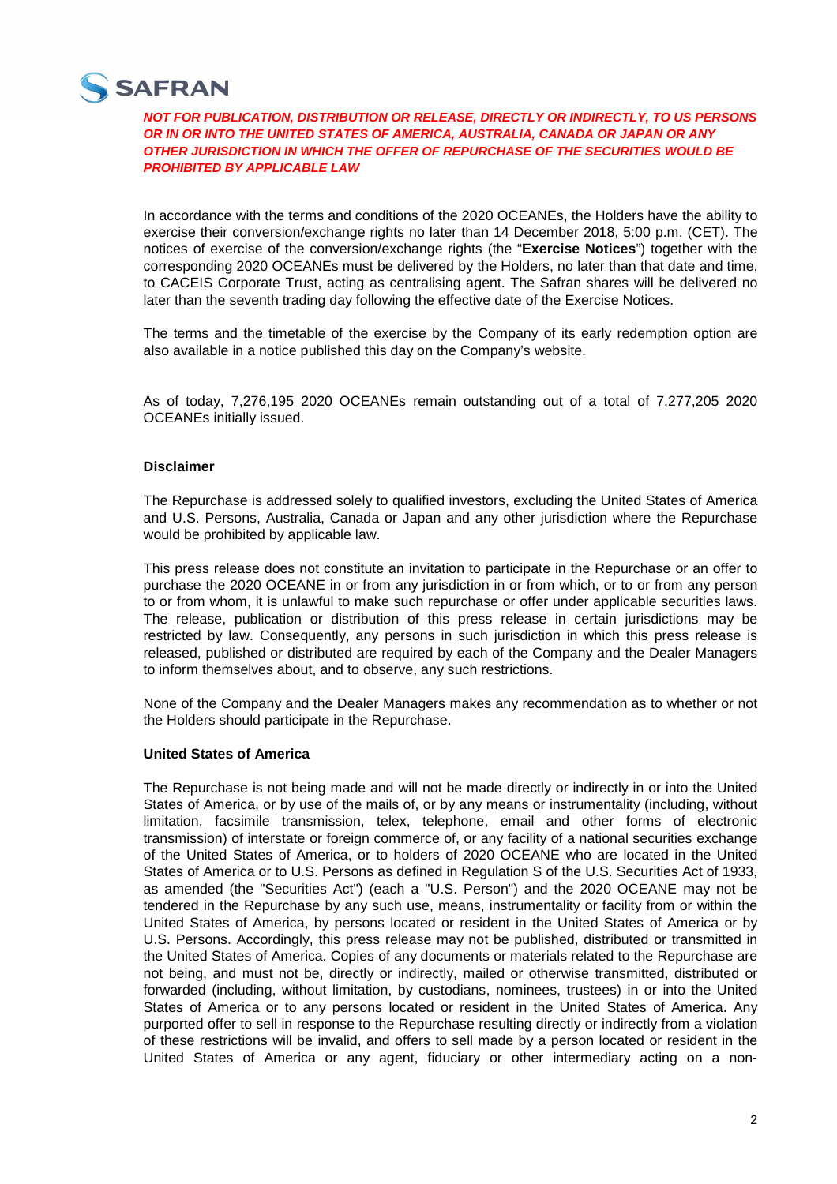***NOT FOR PUBLICATION, DISTRIBUTION OR RELEASE, DIRECTLY OR INDIRECTLY, TO US PERSONS OR IN OR INTO THE UNITED STATES OF AMERICA, AUSTRALIA, CANADA OR JAPAN OR ANY OTHER JURISDICTION IN WHICH THE OFFER OF REPURCHASE OF THE SECURITIES WOULD BE PROHIBITED BY APPLICABLE LAW***

In accordance with the terms and conditions of the 2020 OCEANEs, the Holders have the ability to exercise their conversion/exchange rights no later than 14 December 2018, 5:00 p.m. (CET). The notices of exercise of the conversion/exchange rights (the "**Exercise Notices**") together with the corresponding 2020 OCEANEs must be delivered by the Holders, no later than that date and time, to CACEIS Corporate Trust, acting as centralising agent. The Safran shares will be delivered no later than the seventh trading day following the effective date of the Exercise Notices.

The terms and the timetable of the exercise by the Company of its early redemption option are also available in a notice published this day on the Company's website.

As of today, 7,276,195 2020 OCEANEs remain outstanding out of a total of 7,277,205 2020 OCEANEs initially issued.

**Disclaimer**

The Repurchase is addressed solely to qualified investors, excluding the United States of America and U.S. Persons, Australia, Canada or Japan and any other jurisdiction where the Repurchase would be prohibited by applicable law.

This press release does not constitute an invitation to participate in the Repurchase or an offer to purchase the 2020 OCEANE in or from any jurisdiction in or from which, or to or from any person to or from whom, it is unlawful to make such repurchase or offer under applicable securities laws. The release, publication or distribution of this press release in certain jurisdictions may be restricted by law. Consequently, any persons in such jurisdiction in which this press release is released, published or distributed are required by each of the Company and the Dealer Managers to inform themselves about, and to observe, any such restrictions.

None of the Company and the Dealer Managers makes any recommendation as to whether or not the Holders should participate in the Repurchase.

**United States of America**

The Repurchase is not being made and will not be made directly or indirectly in or into the United States of America, or by use of the mails of, or by any means or instrumentality (including, without limitation, facsimile transmission, telex, telephone, email and other forms of electronic transmission) of interstate or foreign commerce of, or any facility of a national securities exchange of the United States of America, or to holders of 2020 OCEANE who are located in the United States of America or to U.S. Persons as defined in Regulation S of the U.S. Securities Act of 1933, as amended (the "Securities Act") (each a "U.S. Person") and the 2020 OCEANE may not be tendered in the Repurchase by any such use, means, instrumentality or facility from or within the United States of America, by persons located or resident in the United States of America or by U.S. Persons. Accordingly, this press release may not be published, distributed or transmitted in the United States of America. Copies of any documents or materials related to the Repurchase are not being, and must not be, directly or indirectly, mailed or otherwise transmitted, distributed or forwarded (including, without limitation, by custodians, nominees, trustees) in or into the United States of America or to any persons located or resident in the United States of America. Any purported offer to sell in response to the Repurchase resulting directly or indirectly from a violation of these restrictions will be invalid, and offers to sell made by a person located or resident in the United States of America or any agent, fiduciary or other intermediary acting on a non-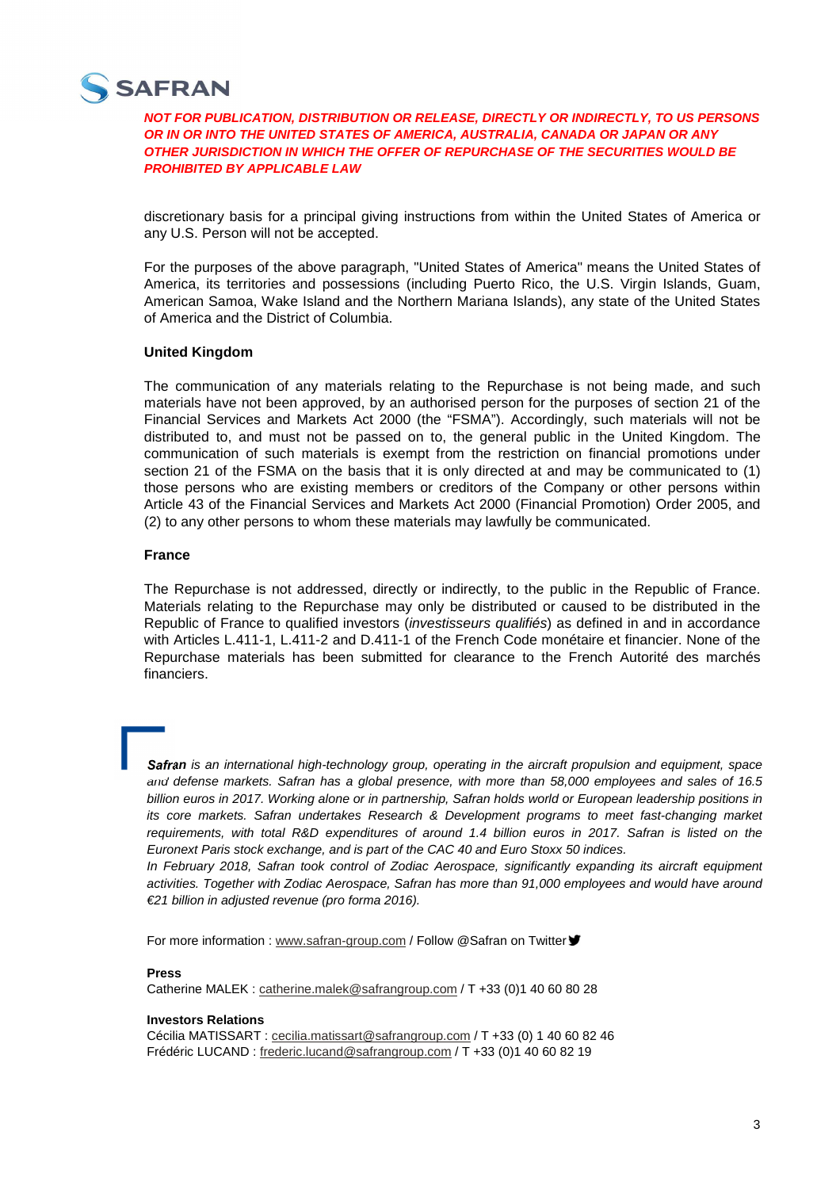*NOT FOR PUBLICATION, DISTRIBUTION OR RELEASE, DIRECTLY OR INDIRECTLY, TO US PERSONS OR IN OR INTO THE UNITED STATES OF AMERICA, AUSTRALIA, CANADA OR JAPAN OR ANY OTHER JURISDICTION IN WHICH THE OFFER OF REPURCHASE OF THE SECURITIES WOULD BE PROHIBITED BY APPLICABLE LAW*

discretionary basis for a principal giving instructions from within the United States of America or any U.S. Person will not be accepted.

For the purposes of the above paragraph, "United States of America" means the United States of America, its territories and possessions (including Puerto Rico, the U.S. Virgin Islands, Guam, American Samoa, Wake Island and the Northern Mariana Islands), any state of the United States of America and the District of Columbia.

**United Kingdom**

The communication of any materials relating to the Repurchase is not being made, and such materials have not been approved, by an authorised person for the purposes of section 21 of the Financial Services and Markets Act 2000 (the "FSMA"). Accordingly, such materials will not be distributed to, and must not be passed on to, the general public in the United Kingdom. The communication of such materials is exempt from the restriction on financial promotions under section 21 of the FSMA on the basis that it is only directed at and may be communicated to (1) those persons who are existing members or creditors of the Company or other persons within Article 43 of the Financial Services and Markets Act 2000 (Financial Promotion) Order 2005, and (2) to any other persons to whom these materials may lawfully be communicated.

**France**

The Repurchase is not addressed, directly or indirectly, to the public in the Republic of France. Materials relating to the Repurchase may only be distributed or caused to be distributed in the Republic of France to qualified investors (*investisseurs qualifiés*) as defined in and in accordance with Articles L.411-1, L.411-2 and D.411-1 of the French Code monétaire et financier. None of the Repurchase materials has been submitted for clearance to the French Autorité des marchés financiers.

***Safran** is an international high-technology group, operating in the aircraft propulsion and equipment, space and defense markets. Safran has a global presence, with more than 58,000 employees and sales of 16.5 billion euros in 2017. Working alone or in partnership, Safran holds world or European leadership positions in its core markets. Safran undertakes Research & Development programs to meet fast-changing market requirements, with total R&D expenditures of around 1.4 billion euros in 2017. Safran is listed on the Euronext Paris stock exchange, and is part of the CAC 40 and Euro Stoxx 50 indices.*
*In February 2018, Safran took control of Zodiac Aerospace, significantly expanding its aircraft equipment activities. Together with Zodiac Aerospace, Safran has more than 91,000 employees and would have around €21 billion in adjusted revenue (pro forma 2016).*

For more information : www.safran-group.com / Follow @Safran on Twitter

**Press**
Catherine MALEK : catherine.malek@safrangroup.com / T +33 (0)1 40 60 80 28

**Investors Relations**
Cécilia MATISSART : cecilia.matissart@safrangroup.com / T +33 (0) 1 40 60 82 46
Frédéric LUCAND : frederic.lucand@safrangroup.com / T +33 (0)1 40 60 82 19